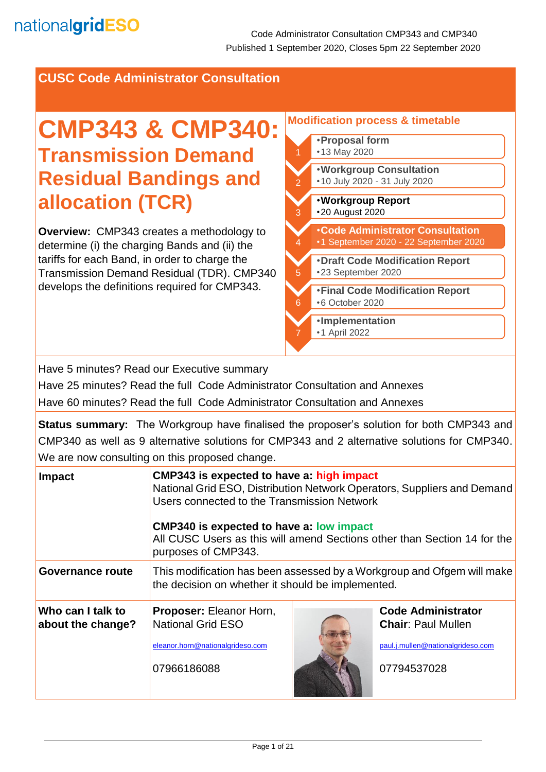nationalgridESO

Code Administrator Consultation CMP343 and CMP340
Published 1 September 2020, Closes 5pm 22 September 2020

## CUSC Code Administrator Consultation

# CMP343 & CMP340: Transmission Demand Residual Bandings and allocation (TCR)

**Overview:** CMP343 creates a methodology to determine (i) the charging Bands and (ii) the tariffs for each Band, in order to charge the Transmission Demand Residual (TDR). CMP340 develops the definitions required for CMP343.

### Modification process & timetable

1. **Proposal form** – 13 May 2020
2. **Workgroup Consultation** – 10 July 2020 - 31 July 2020
3. **Workgroup Report** – 20 August 2020
4. **Code Administrator Consultation** – 1 September 2020 - 22 September 2020
5. **Draft Code Modification Report** – 23 September 2020
6. **Final Code Modification Report** – 6 October 2020
7. **Implementation** – 1 April 2022

Have 5 minutes? Read our Executive summary
Have 25 minutes? Read the full Code Administrator Consultation and Annexes
Have 60 minutes? Read the full Code Administrator Consultation and Annexes

**Status summary:** The Workgroup have finalised the proposer's solution for both CMP343 and CMP340 as well as 9 alternative solutions for CMP343 and 2 alternative solutions for CMP340. We are now consulting on this proposed change.

| | | |
|---|---|---|
| **Impact** | **CMP343 is expected to have a: high impact**<br>National Grid ESO, Distribution Network Operators, Suppliers and Demand Users connected to the Transmission Network<br><br>**CMP340 is expected to have a: low impact**<br>All CUSC Users as this will amend Sections other than Section 14 for the purposes of CMP343. | |
| **Governance route** | This modification has been assessed by a Workgroup and Ofgem will make the decision on whether it should be implemented. | |
| **Who can I talk to about the change?** | **Proposer:** Eleanor Horn, National Grid ESO<br><br>eleanor.horn@nationalgrideso.com<br><br>07966186088 | **Code Administrator Chair**: Paul Mullen<br><br>paul.j.mullen@nationalgrideso.com<br><br>07794537028 |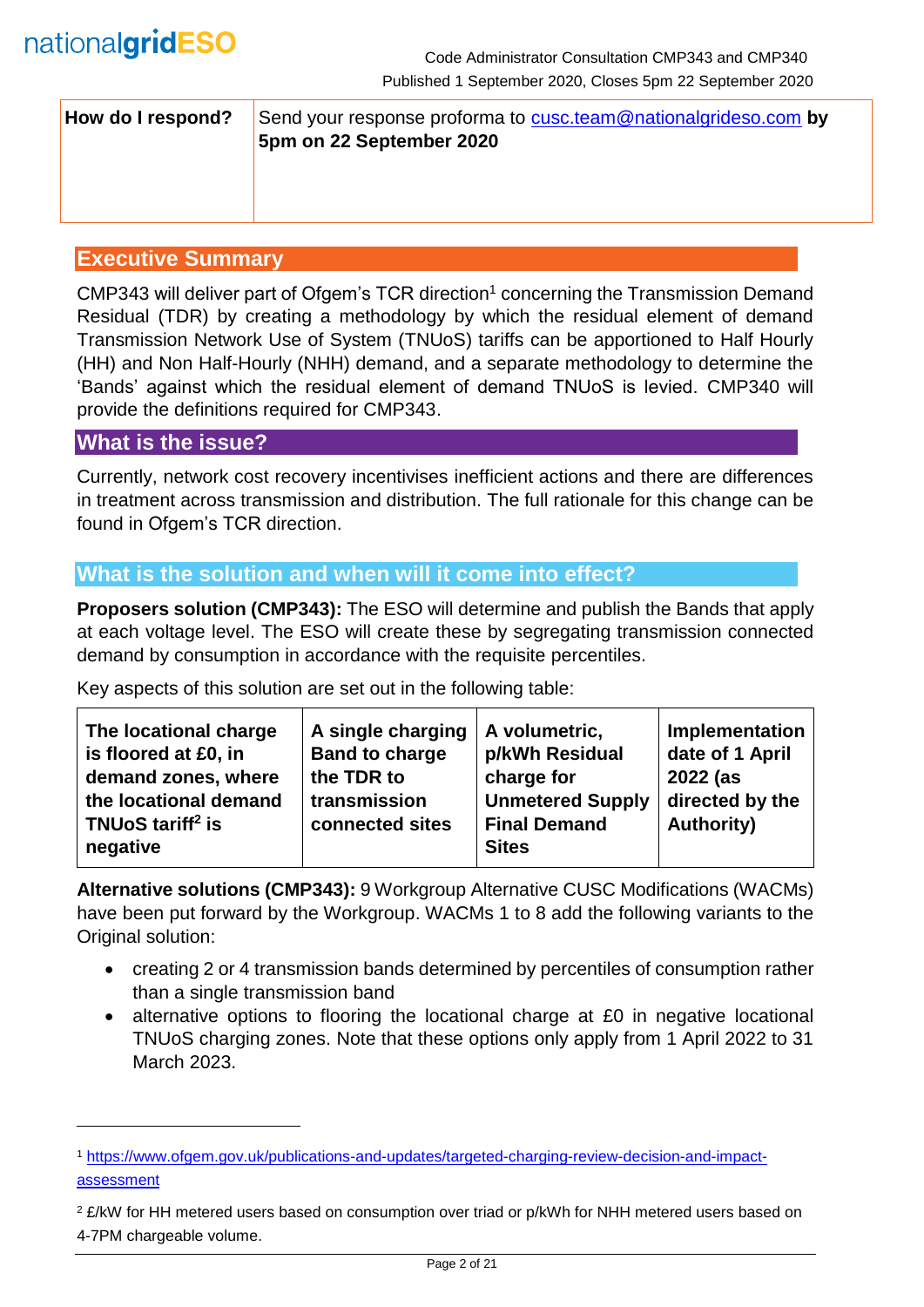| How do I respond? | Send your response proforma to cusc.team@nationalgrideso.com **by 5pm on 22 September 2020** |
|---|---|

## Executive Summary

CMP343 will deliver part of Ofgem's TCR direction[1] concerning the Transmission Demand Residual (TDR) by creating a methodology by which the residual element of demand Transmission Network Use of System (TNUoS) tariffs can be apportioned to Half Hourly (HH) and Non Half-Hourly (NHH) demand, and a separate methodology to determine the 'Bands' against which the residual element of demand TNUoS is levied. CMP340 will provide the definitions required for CMP343.

## What is the issue?

Currently, network cost recovery incentivises inefficient actions and there are differences in treatment across transmission and distribution. The full rationale for this change can be found in Ofgem's TCR direction.

## What is the solution and when will it come into effect?

**Proposers solution (CMP343):** The ESO will determine and publish the Bands that apply at each voltage level. The ESO will create these by segregating transmission connected demand by consumption in accordance with the requisite percentiles.

Key aspects of this solution are set out in the following table:

| | | | |
|---|---|---|---|
| **The locational charge is floored at £0, in demand zones, where the locational demand TNUoS tariff[2] is negative** | **A single charging Band to charge the TDR to transmission connected sites** | **A volumetric, p/kWh Residual charge for Unmetered Supply Final Demand Sites** | **Implementation date of 1 April 2022 (as directed by the Authority)** |

**Alternative solutions (CMP343):** 9 Workgroup Alternative CUSC Modifications (WACMs) have been put forward by the Workgroup. WACMs 1 to 8 add the following variants to the Original solution:

- creating 2 or 4 transmission bands determined by percentiles of consumption rather than a single transmission band
- alternative options to flooring the locational charge at £0 in negative locational TNUoS charging zones. Note that these options only apply from 1 April 2022 to 31 March 2023.

---

[1] https://www.ofgem.gov.uk/publications-and-updates/targeted-charging-review-decision-and-impact-assessment

[2] £/kW for HH metered users based on consumption over triad or p/kWh for NHH metered users based on 4-7PM chargeable volume.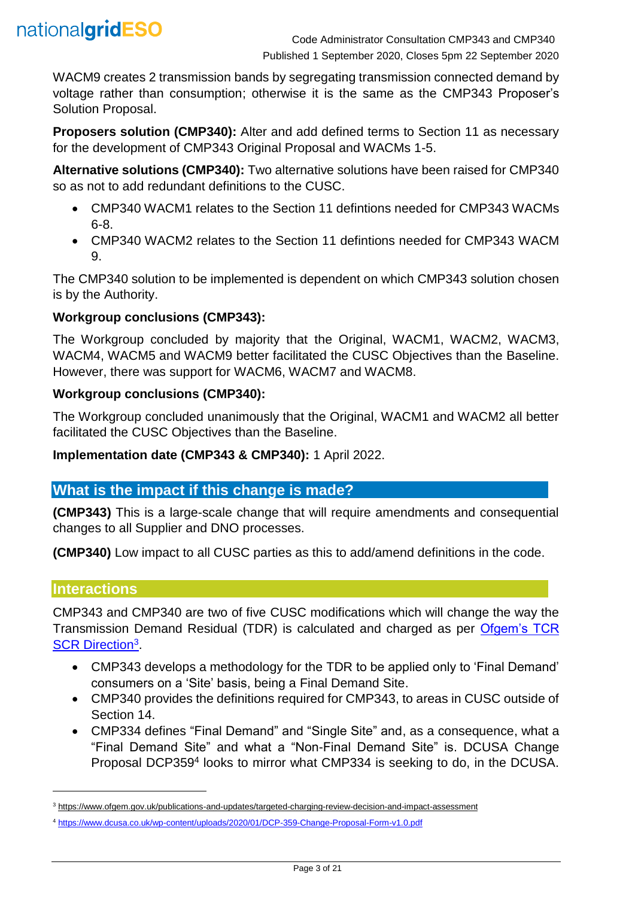WACM9 creates 2 transmission bands by segregating transmission connected demand by voltage rather than consumption; otherwise it is the same as the CMP343 Proposer's Solution Proposal.

**Proposers solution (CMP340):** Alter and add defined terms to Section 11 as necessary for the development of CMP343 Original Proposal and WACMs 1-5.

**Alternative solutions (CMP340):** Two alternative solutions have been raised for CMP340 so as not to add redundant definitions to the CUSC.

- CMP340 WACM1 relates to the Section 11 defintions needed for CMP343 WACMs 6-8.
- CMP340 WACM2 relates to the Section 11 defintions needed for CMP343 WACM 9.

The CMP340 solution to be implemented is dependent on which CMP343 solution chosen is by the Authority.

**Workgroup conclusions (CMP343):**

The Workgroup concluded by majority that the Original, WACM1, WACM2, WACM3, WACM4, WACM5 and WACM9 better facilitated the CUSC Objectives than the Baseline. However, there was support for WACM6, WACM7 and WACM8.

**Workgroup conclusions (CMP340):**

The Workgroup concluded unanimously that the Original, WACM1 and WACM2 all better facilitated the CUSC Objectives than the Baseline.

**Implementation date (CMP343 & CMP340):** 1 April 2022.

## What is the impact if this change is made?

**(CMP343)** This is a large-scale change that will require amendments and consequential changes to all Supplier and DNO processes.

**(CMP340)** Low impact to all CUSC parties as this to add/amend definitions in the code.

## Interactions

CMP343 and CMP340 are two of five CUSC modifications which will change the way the Transmission Demand Residual (TDR) is calculated and charged as per Ofgem's TCR SCR Direction[3].

- CMP343 develops a methodology for the TDR to be applied only to 'Final Demand' consumers on a 'Site' basis, being a Final Demand Site.
- CMP340 provides the definitions required for CMP343, to areas in CUSC outside of Section 14.
- CMP334 defines "Final Demand" and "Single Site" and, as a consequence, what a "Final Demand Site" and what a "Non-Final Demand Site" is. DCUSA Change Proposal DCP359[4] looks to mirror what CMP334 is seeking to do, in the DCUSA.

[3] https://www.ofgem.gov.uk/publications-and-updates/targeted-charging-review-decision-and-impact-assessment

[4] https://www.dcusa.co.uk/wp-content/uploads/2020/01/DCP-359-Change-Proposal-Form-v1.0.pdf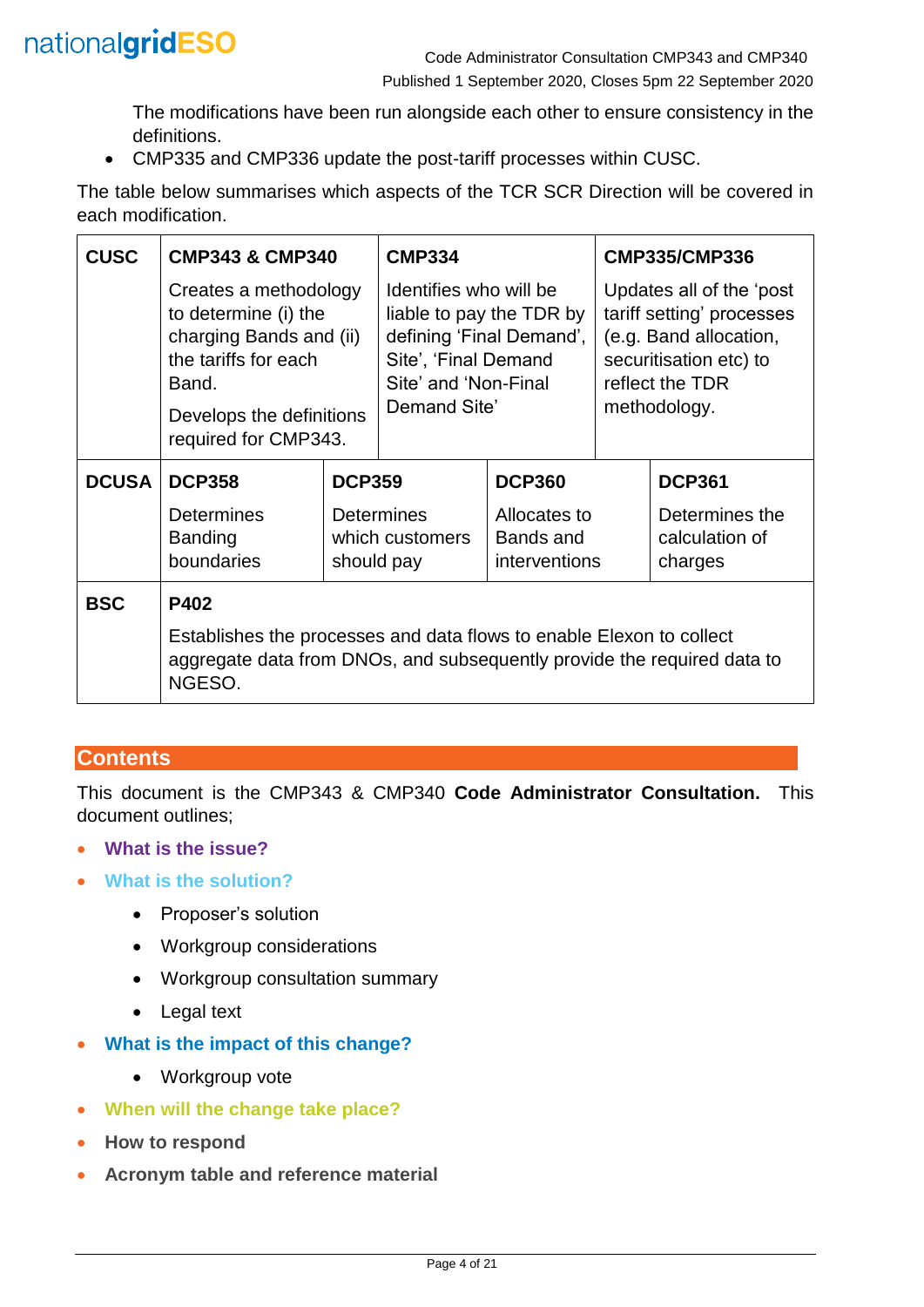The modifications have been run alongside each other to ensure consistency in the definitions.

- CMP335 and CMP336 update the post-tariff processes within CUSC.

The table below summarises which aspects of the TCR SCR Direction will be covered in each modification.

| | | | | |
|---|---|---|---|---|
| **CUSC** | **CMP343 & CMP340**<br>Creates a methodology to determine (i) the charging Bands and (ii) the tariffs for each Band.<br>Develops the definitions required for CMP343. | **CMP334**<br>Identifies who will be liable to pay the TDR by defining 'Final Demand', Site', 'Final Demand Site' and 'Non-Final Demand Site' | **CMP335/CMP336**<br>Updates all of the 'post tariff setting' processes (e.g. Band allocation, securitisation etc) to reflect the TDR methodology. | |
| **DCUSA** | **DCP358**<br>Determines Banding boundaries | **DCP359**<br>Determines which customers should pay | **DCP360**<br>Allocates to Bands and interventions | **DCP361**<br>Determines the calculation of charges |
| **BSC** | **P402**<br>Establishes the processes and data flows to enable Elexon to collect aggregate data from DNOs, and subsequently provide the required data to NGESO. | | | |

## Contents

This document is the CMP343 & CMP340 **Code Administrator Consultation.** This document outlines;

- **What is the issue?**
- **What is the solution?**
  - Proposer's solution
  - Workgroup considerations
  - Workgroup consultation summary
  - Legal text
- **What is the impact of this change?**
  - Workgroup vote
- **When will the change take place?**
- **How to respond**
- **Acronym table and reference material**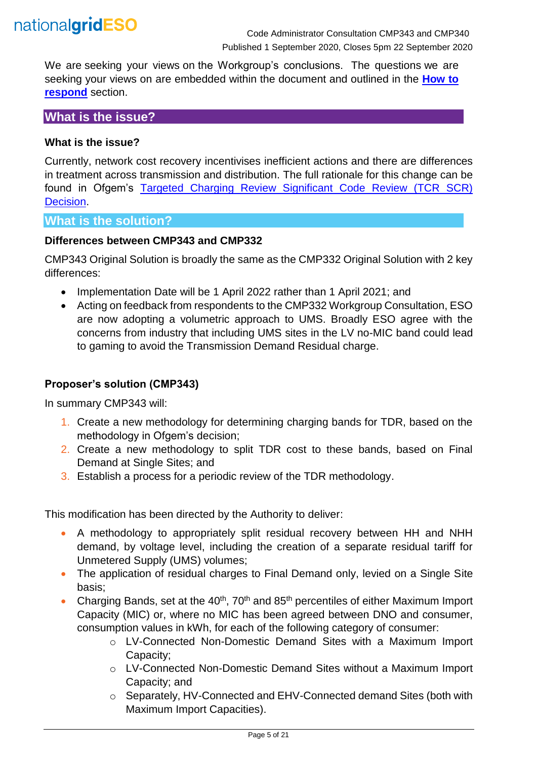We are seeking your views on the Workgroup's conclusions. The questions we are seeking your views on are embedded within the document and outlined in the **How to respond** section.

## What is the issue?

### What is the issue?

Currently, network cost recovery incentivises inefficient actions and there are differences in treatment across transmission and distribution. The full rationale for this change can be found in Ofgem's Targeted Charging Review Significant Code Review (TCR SCR) Decision.

## What is the solution?

### Differences between CMP343 and CMP332

CMP343 Original Solution is broadly the same as the CMP332 Original Solution with 2 key differences:

- Implementation Date will be 1 April 2022 rather than 1 April 2021; and
- Acting on feedback from respondents to the CMP332 Workgroup Consultation, ESO are now adopting a volumetric approach to UMS. Broadly ESO agree with the concerns from industry that including UMS sites in the LV no-MIC band could lead to gaming to avoid the Transmission Demand Residual charge.

### Proposer's solution (CMP343)

In summary CMP343 will:

1. Create a new methodology for determining charging bands for TDR, based on the methodology in Ofgem's decision;
2. Create a new methodology to split TDR cost to these bands, based on Final Demand at Single Sites; and
3. Establish a process for a periodic review of the TDR methodology.

This modification has been directed by the Authority to deliver:

- A methodology to appropriately split residual recovery between HH and NHH demand, by voltage level, including the creation of a separate residual tariff for Unmetered Supply (UMS) volumes;
- The application of residual charges to Final Demand only, levied on a Single Site basis;
- Charging Bands, set at the 40th, 70th and 85th percentiles of either Maximum Import Capacity (MIC) or, where no MIC has been agreed between DNO and consumer, consumption values in kWh, for each of the following category of consumer:
  - LV-Connected Non-Domestic Demand Sites with a Maximum Import Capacity;
  - LV-Connected Non-Domestic Demand Sites without a Maximum Import Capacity; and
  - Separately, HV-Connected and EHV-Connected demand Sites (both with Maximum Import Capacities).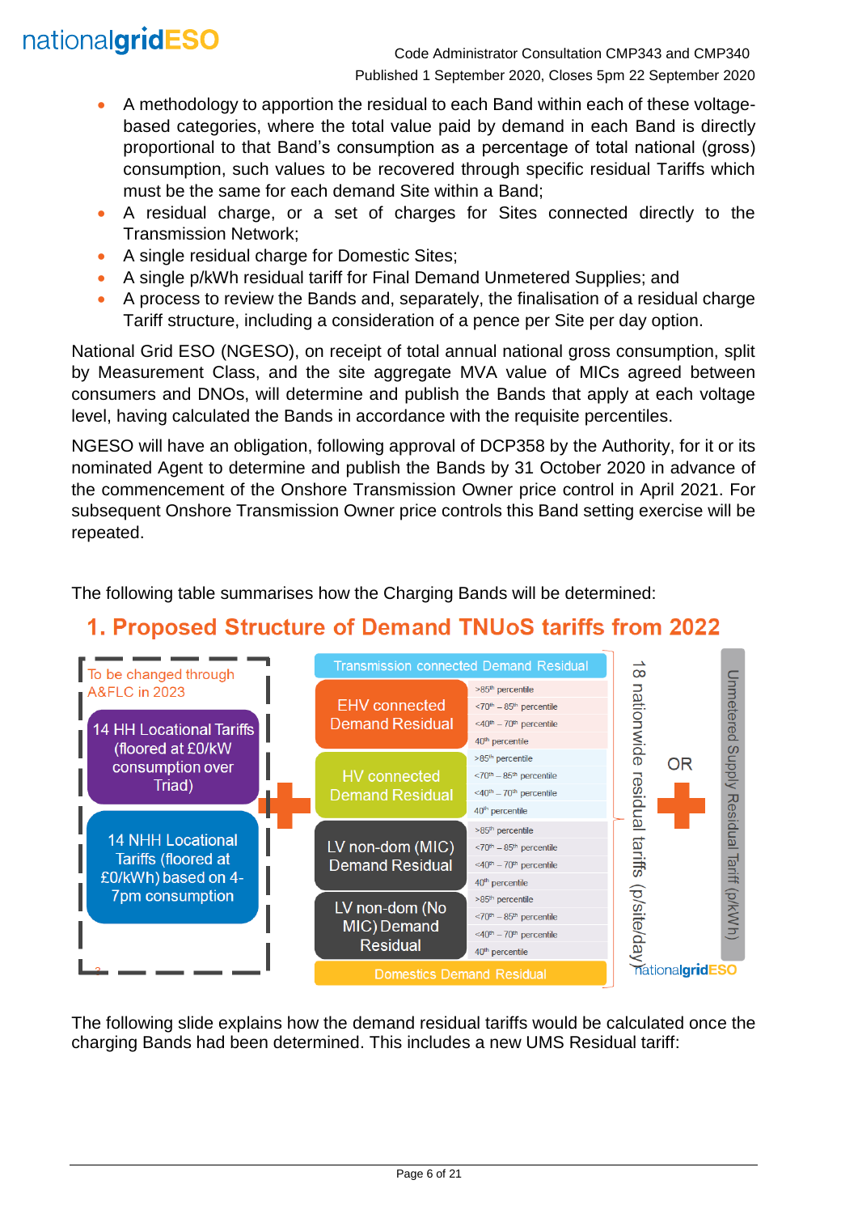- A methodology to apportion the residual to each Band within each of these voltage-based categories, where the total value paid by demand in each Band is directly proportional to that Band's consumption as a percentage of total national (gross) consumption, such values to be recovered through specific residual Tariffs which must be the same for each demand Site within a Band;
- A residual charge, or a set of charges for Sites connected directly to the Transmission Network;
- A single residual charge for Domestic Sites;
- A single p/kWh residual tariff for Final Demand Unmetered Supplies; and
- A process to review the Bands and, separately, the finalisation of a residual charge Tariff structure, including a consideration of a pence per Site per day option.

National Grid ESO (NGESO), on receipt of total annual national gross consumption, split by Measurement Class, and the site aggregate MVA value of MICs agreed between consumers and DNOs, will determine and publish the Bands that apply at each voltage level, having calculated the Bands in accordance with the requisite percentiles.

NGESO will have an obligation, following approval of DCP358 by the Authority, for it or its nominated Agent to determine and publish the Bands by 31 October 2020 in advance of the commencement of the Onshore Transmission Owner price control in April 2021. For subsequent Onshore Transmission Owner price controls this Band setting exercise will be repeated.

The following table summarises how the Charging Bands will be determined:

## 1. Proposed Structure of Demand TNUoS tariffs from 2022

To be changed through A&FLC in 2023

14 HH Locational Tariffs (floored at £0/kW consumption over Triad)

14 NHH Locational Tariffs (floored at £0/kWh) based on 4-7pm consumption

Transmission connected Demand Residual

EHV connected Demand Residual
>85th percentile
<70th – 85th percentile
<40th – 70th percentile
40th percentile

HV connected Demand Residual
>85th percentile
<70th – 85th percentile
<40th – 70th percentile
40th percentile

LV non-dom (MIC) Demand Residual
>85th percentile
<70th – 85th percentile
<40th – 70th percentile
40th percentile

LV non-dom (No MIC) Demand Residual
>85th percentile
<70th – 85th percentile
<40th – 70th percentile
40th percentile

Domestics Demand Residual

18 nationwide residual tariffs (p/site/day)

OR

Unmetered Supply Residual Tariff (p/kWh)

The following slide explains how the demand residual tariffs would be calculated once the charging Bands had been determined. This includes a new UMS Residual tariff: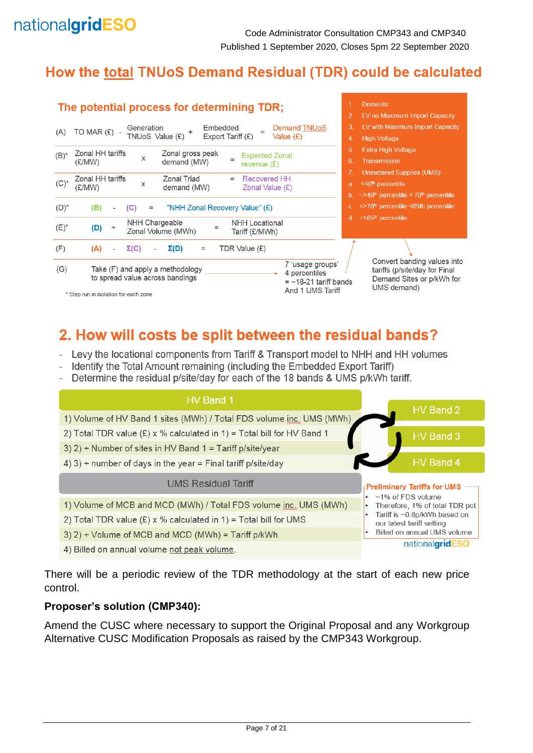# How the total TNUoS Demand Residual (TDR) could be calculated

## The potential process for determining TDR;

| | | | | | | |
|---|---|---|---|---|---|---|
| (A) | TO MAR (£) - | Generation TNUoS Value (£) | + | Embedded Export Tariff (£) | = | Demand TNUoS Value (£) |
| (B)* | Zonal HH tariffs (£/MW) | x | Zonal gross peak demand (MW) | | = | Expected Zonal revenue (£) |
| (C)* | Zonal HH tariffs (£/MW) | x | Zonal Triad demand (MW) | | = | Recovered HH Zonal Value (£) |
| (D)* | (B) | - | (C) | | = | "NHH Zonal Recovery Value" (£) |
| (E)* | (D) | ÷ | NHH Chargeable Zonal Volume (MWh) | | = | NHH Locational Tariff (£/MWh) |
| (F) | (A) | - | Σ(C) | - Σ(D) | = | TDR Value (£) |
| (G) | Take (F) and apply a methodology to spread value across bandings | | → | | | 7 'usage groups' 4 percentiles = ~18-21 tariff bands And 1 UMS Tariff |

\* Step run in isolation for each zone

1. Domestic
2. LV no Maximum Import Capacity
3. LV with Maximum Import Capacity
4. High Voltage
5. Extra High Voltage
6. Transmission
7. Unmetered Supplies (UMS)

a. <40th percentile
b. =>40th percentile < 70th percentile
c. =>70th percentile <85th percentile
d. =>85th percentile

Convert banding values into tariffs (p/site/day for Final Demand Sites or p/kWh for UMS demand)

## 2. How will costs be split between the residual bands?

- Levy the locational components from Tariff & Transport model to NHH and HH volumes
- Identify the Total Amount remaining (including the Embedded Export Tariff)
- Determine the residual p/site/day for each of the 18 bands & UMS p/kWh tariff.

**HV Band 1**

1) Volume of HV Band 1 sites (MWh) / Total FDS volume inc. UMS (MWh)
2) Total TDR value (£) x % calculated in 1) = Total bill for HV Band 1
3) 2) ÷ Number of sites in HV Band 1 = Tariff p/site/year
4) 3) ÷ number of days in the year = Final tariff p/site/day

HV Band 2

HV Band 3

HV Band 4

**UMS Residual Tariff**

1) Volume of MCB and MCD (MWh) / Total FDS volume inc. UMS (MWh)
2) Total TDR value (£) x % calculated in 1) = Total bill for UMS
3) 2) ÷ Volume of MCB and MCD (MWh) = Tariff p/kWh
4) Billed on annual volume not peak volume.

**Preliminary Tariffs for UMS**

- ~1% of FDS volume
- Therefore, 1% of total TDR pot
- Tariff is ~0.8p/kWh based on our latest tariff setting
- Billed on annual UMS volume

There will be a periodic review of the TDR methodology at the start of each new price control.

**Proposer's solution (CMP340):**

Amend the CUSC where necessary to support the Original Proposal and any Workgroup Alternative CUSC Modification Proposals as raised by the CMP343 Workgroup.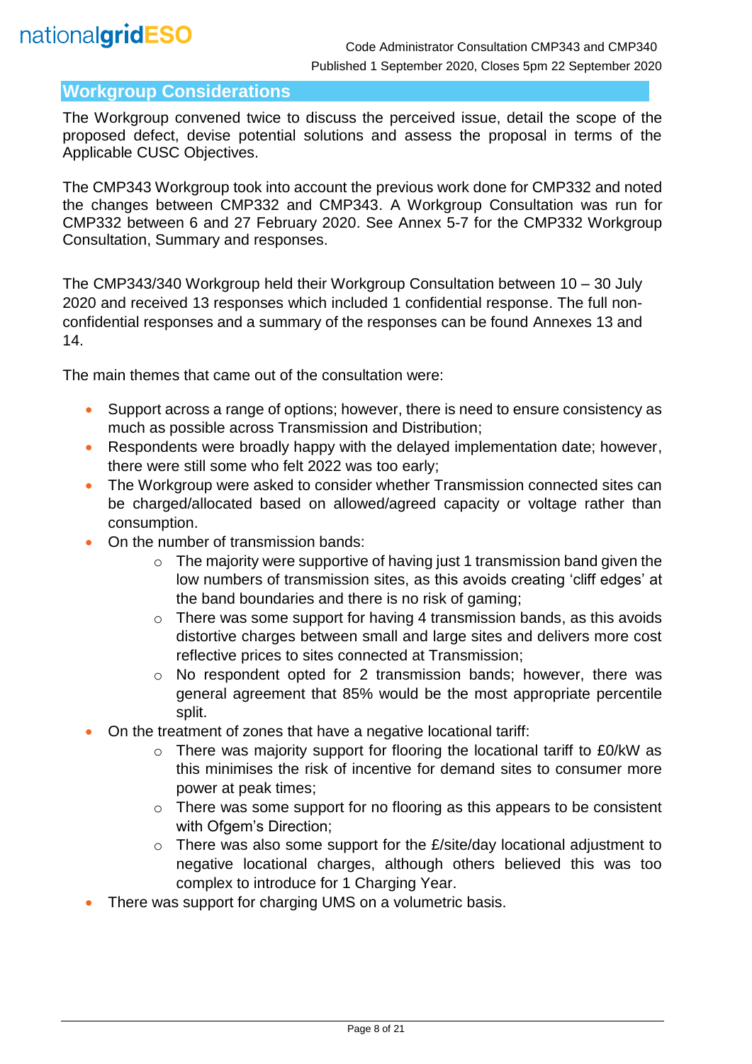## Workgroup Considerations

The Workgroup convened twice to discuss the perceived issue, detail the scope of the proposed defect, devise potential solutions and assess the proposal in terms of the Applicable CUSC Objectives.

The CMP343 Workgroup took into account the previous work done for CMP332 and noted the changes between CMP332 and CMP343. A Workgroup Consultation was run for CMP332 between 6 and 27 February 2020. See Annex 5-7 for the CMP332 Workgroup Consultation, Summary and responses.

The CMP343/340 Workgroup held their Workgroup Consultation between 10 – 30 July 2020 and received 13 responses which included 1 confidential response. The full non-confidential responses and a summary of the responses can be found Annexes 13 and 14.

The main themes that came out of the consultation were:

- Support across a range of options; however, there is need to ensure consistency as much as possible across Transmission and Distribution;
- Respondents were broadly happy with the delayed implementation date; however, there were still some who felt 2022 was too early;
- The Workgroup were asked to consider whether Transmission connected sites can be charged/allocated based on allowed/agreed capacity or voltage rather than consumption.
- On the number of transmission bands:
  - The majority were supportive of having just 1 transmission band given the low numbers of transmission sites, as this avoids creating 'cliff edges' at the band boundaries and there is no risk of gaming;
  - There was some support for having 4 transmission bands, as this avoids distortive charges between small and large sites and delivers more cost reflective prices to sites connected at Transmission;
  - No respondent opted for 2 transmission bands; however, there was general agreement that 85% would be the most appropriate percentile split.
- On the treatment of zones that have a negative locational tariff:
  - There was majority support for flooring the locational tariff to £0/kW as this minimises the risk of incentive for demand sites to consumer more power at peak times;
  - There was some support for no flooring as this appears to be consistent with Ofgem's Direction;
  - There was also some support for the £/site/day locational adjustment to negative locational charges, although others believed this was too complex to introduce for 1 Charging Year.
- There was support for charging UMS on a volumetric basis.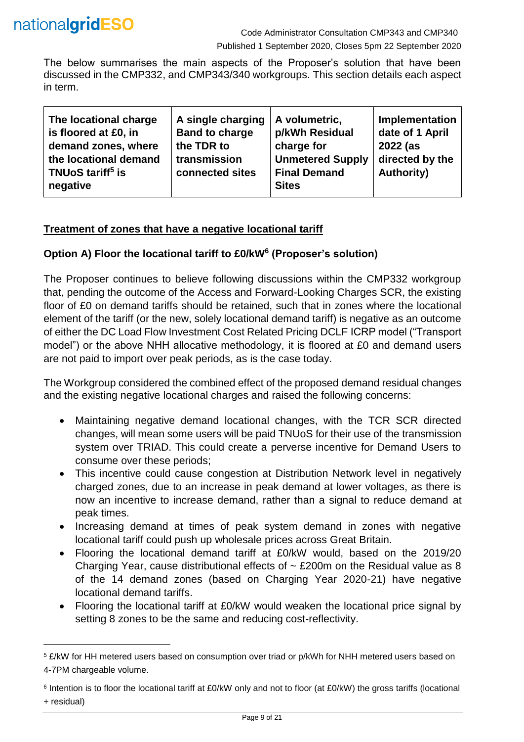The below summarises the main aspects of the Proposer's solution that have been discussed in the CMP332, and CMP343/340 workgroups. This section details each aspect in term.

| | | | |
|---|---|---|---|
| **The locational charge is floored at £0, in demand zones, where the locational demand TNUoS tariff[5] is negative** | **A single charging Band to charge the TDR to transmission connected sites** | **A volumetric, p/kWh Residual charge for Unmetered Supply Final Demand Sites** | **Implementation date of 1 April 2022 (as directed by the Authority)** |

**Treatment of zones that have a negative locational tariff**

**Option A) Floor the locational tariff to £0/kW[6] (Proposer's solution)**

The Proposer continues to believe following discussions within the CMP332 workgroup that, pending the outcome of the Access and Forward-Looking Charges SCR, the existing floor of £0 on demand tariffs should be retained, such that in zones where the locational element of the tariff (or the new, solely locational demand tariff) is negative as an outcome of either the DC Load Flow Investment Cost Related Pricing DCLF ICRP model ("Transport model") or the above NHH allocative methodology, it is floored at £0 and demand users are not paid to import over peak periods, as is the case today.

The Workgroup considered the combined effect of the proposed demand residual changes and the existing negative locational charges and raised the following concerns:

- Maintaining negative demand locational changes, with the TCR SCR directed changes, will mean some users will be paid TNUoS for their use of the transmission system over TRIAD. This could create a perverse incentive for Demand Users to consume over these periods;
- This incentive could cause congestion at Distribution Network level in negatively charged zones, due to an increase in peak demand at lower voltages, as there is now an incentive to increase demand, rather than a signal to reduce demand at peak times.
- Increasing demand at times of peak system demand in zones with negative locational tariff could push up wholesale prices across Great Britain.
- Flooring the locational demand tariff at £0/kW would, based on the 2019/20 Charging Year, cause distributional effects of ~ £200m on the Residual value as 8 of the 14 demand zones (based on Charging Year 2020-21) have negative locational demand tariffs.
- Flooring the locational tariff at £0/kW would weaken the locational price signal by setting 8 zones to be the same and reducing cost-reflectivity.

---

[5] £/kW for HH metered users based on consumption over triad or p/kWh for NHH metered users based on 4-7PM chargeable volume.

[6] Intention is to floor the locational tariff at £0/kW only and not to floor (at £0/kW) the gross tariffs (locational + residual)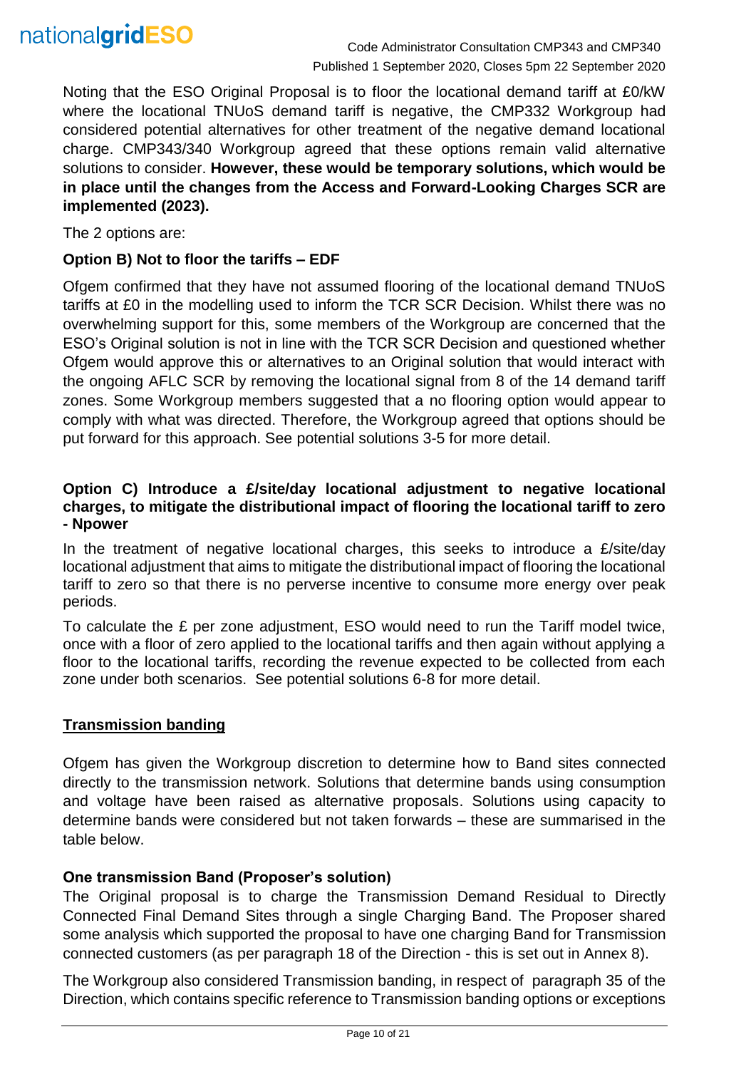Noting that the ESO Original Proposal is to floor the locational demand tariff at £0/kW where the locational TNUoS demand tariff is negative, the CMP332 Workgroup had considered potential alternatives for other treatment of the negative demand locational charge. CMP343/340 Workgroup agreed that these options remain valid alternative solutions to consider. **However, these would be temporary solutions, which would be in place until the changes from the Access and Forward-Looking Charges SCR are implemented (2023).**

The 2 options are:

**Option B) Not to floor the tariffs – EDF**

Ofgem confirmed that they have not assumed flooring of the locational demand TNUoS tariffs at £0 in the modelling used to inform the TCR SCR Decision. Whilst there was no overwhelming support for this, some members of the Workgroup are concerned that the ESO's Original solution is not in line with the TCR SCR Decision and questioned whether Ofgem would approve this or alternatives to an Original solution that would interact with the ongoing AFLC SCR by removing the locational signal from 8 of the 14 demand tariff zones. Some Workgroup members suggested that a no flooring option would appear to comply with what was directed. Therefore, the Workgroup agreed that options should be put forward for this approach. See potential solutions 3-5 for more detail.

**Option C) Introduce a £/site/day locational adjustment to negative locational charges, to mitigate the distributional impact of flooring the locational tariff to zero - Npower**

In the treatment of negative locational charges, this seeks to introduce a £/site/day locational adjustment that aims to mitigate the distributional impact of flooring the locational tariff to zero so that there is no perverse incentive to consume more energy over peak periods.

To calculate the £ per zone adjustment, ESO would need to run the Tariff model twice, once with a floor of zero applied to the locational tariffs and then again without applying a floor to the locational tariffs, recording the revenue expected to be collected from each zone under both scenarios. See potential solutions 6-8 for more detail.

**Transmission banding**

Ofgem has given the Workgroup discretion to determine how to Band sites connected directly to the transmission network. Solutions that determine bands using consumption and voltage have been raised as alternative proposals. Solutions using capacity to determine bands were considered but not taken forwards – these are summarised in the table below.

**One transmission Band (Proposer's solution)**

The Original proposal is to charge the Transmission Demand Residual to Directly Connected Final Demand Sites through a single Charging Band. The Proposer shared some analysis which supported the proposal to have one charging Band for Transmission connected customers (as per paragraph 18 of the Direction - this is set out in Annex 8).

The Workgroup also considered Transmission banding, in respect of paragraph 35 of the Direction, which contains specific reference to Transmission banding options or exceptions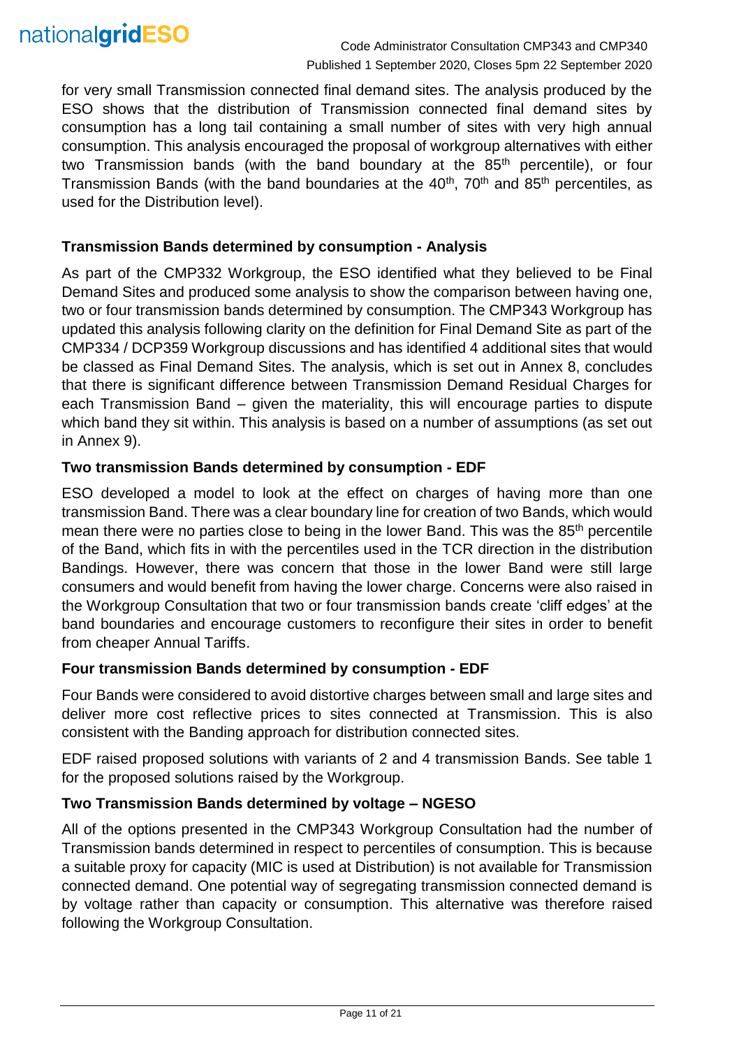for very small Transmission connected final demand sites. The analysis produced by the ESO shows that the distribution of Transmission connected final demand sites by consumption has a long tail containing a small number of sites with very high annual consumption. This analysis encouraged the proposal of workgroup alternatives with either two Transmission bands (with the band boundary at the 85th percentile), or four Transmission Bands (with the band boundaries at the 40th, 70th and 85th percentiles, as used for the Distribution level).

### Transmission Bands determined by consumption - Analysis

As part of the CMP332 Workgroup, the ESO identified what they believed to be Final Demand Sites and produced some analysis to show the comparison between having one, two or four transmission bands determined by consumption. The CMP343 Workgroup has updated this analysis following clarity on the definition for Final Demand Site as part of the CMP334 / DCP359 Workgroup discussions and has identified 4 additional sites that would be classed as Final Demand Sites. The analysis, which is set out in Annex 8, concludes that there is significant difference between Transmission Demand Residual Charges for each Transmission Band – given the materiality, this will encourage parties to dispute which band they sit within. This analysis is based on a number of assumptions (as set out in Annex 9).

### Two transmission Bands determined by consumption - EDF

ESO developed a model to look at the effect on charges of having more than one transmission Band. There was a clear boundary line for creation of two Bands, which would mean there were no parties close to being in the lower Band. This was the 85th percentile of the Band, which fits in with the percentiles used in the TCR direction in the distribution Bandings. However, there was concern that those in the lower Band were still large consumers and would benefit from having the lower charge. Concerns were also raised in the Workgroup Consultation that two or four transmission bands create 'cliff edges' at the band boundaries and encourage customers to reconfigure their sites in order to benefit from cheaper Annual Tariffs.

### Four transmission Bands determined by consumption - EDF

Four Bands were considered to avoid distortive charges between small and large sites and deliver more cost reflective prices to sites connected at Transmission. This is also consistent with the Banding approach for distribution connected sites.

EDF raised proposed solutions with variants of 2 and 4 transmission Bands. See table 1 for the proposed solutions raised by the Workgroup.

### Two Transmission Bands determined by voltage – NGESO

All of the options presented in the CMP343 Workgroup Consultation had the number of Transmission bands determined in respect to percentiles of consumption. This is because a suitable proxy for capacity (MIC is used at Distribution) is not available for Transmission connected demand. One potential way of segregating transmission connected demand is by voltage rather than capacity or consumption. This alternative was therefore raised following the Workgroup Consultation.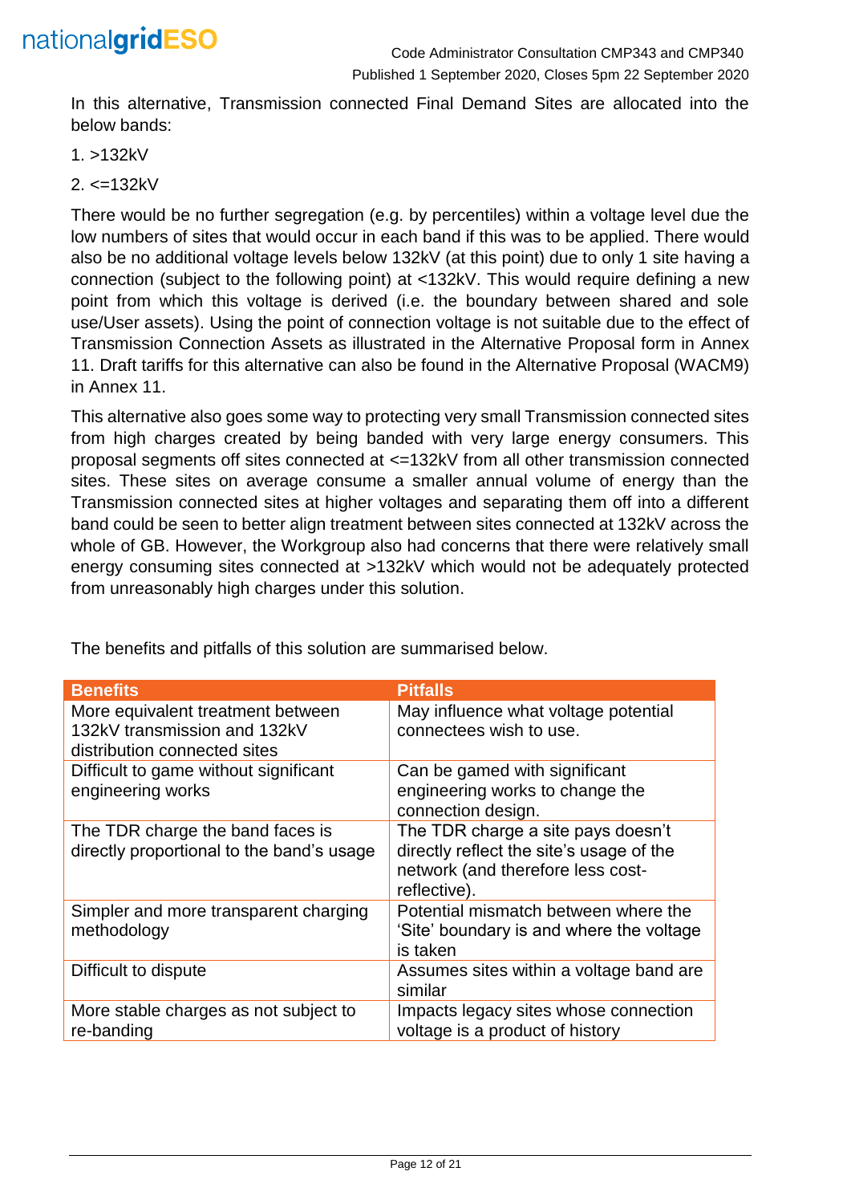In this alternative, Transmission connected Final Demand Sites are allocated into the below bands:

1. >132kV
2. <=132kV

There would be no further segregation (e.g. by percentiles) within a voltage level due the low numbers of sites that would occur in each band if this was to be applied. There would also be no additional voltage levels below 132kV (at this point) due to only 1 site having a connection (subject to the following point) at <132kV. This would require defining a new point from which this voltage is derived (i.e. the boundary between shared and sole use/User assets). Using the point of connection voltage is not suitable due to the effect of Transmission Connection Assets as illustrated in the Alternative Proposal form in Annex 11. Draft tariffs for this alternative can also be found in the Alternative Proposal (WACM9) in Annex 11.

This alternative also goes some way to protecting very small Transmission connected sites from high charges created by being banded with very large energy consumers. This proposal segments off sites connected at <=132kV from all other transmission connected sites. These sites on average consume a smaller annual volume of energy than the Transmission connected sites at higher voltages and separating them off into a different band could be seen to better align treatment between sites connected at 132kV across the whole of GB. However, the Workgroup also had concerns that there were relatively small energy consuming sites connected at >132kV which would not be adequately protected from unreasonably high charges under this solution.

The benefits and pitfalls of this solution are summarised below.

| Benefits | Pitfalls |
|---|---|
| More equivalent treatment between 132kV transmission and 132kV distribution connected sites | May influence what voltage potential connectees wish to use. |
| Difficult to game without significant engineering works | Can be gamed with significant engineering works to change the connection design. |
| The TDR charge the band faces is directly proportional to the band's usage | The TDR charge a site pays doesn't directly reflect the site's usage of the network (and therefore less cost-reflective). |
| Simpler and more transparent charging methodology | Potential mismatch between where the 'Site' boundary is and where the voltage is taken |
| Difficult to dispute | Assumes sites within a voltage band are similar |
| More stable charges as not subject to re-banding | Impacts legacy sites whose connection voltage is a product of history |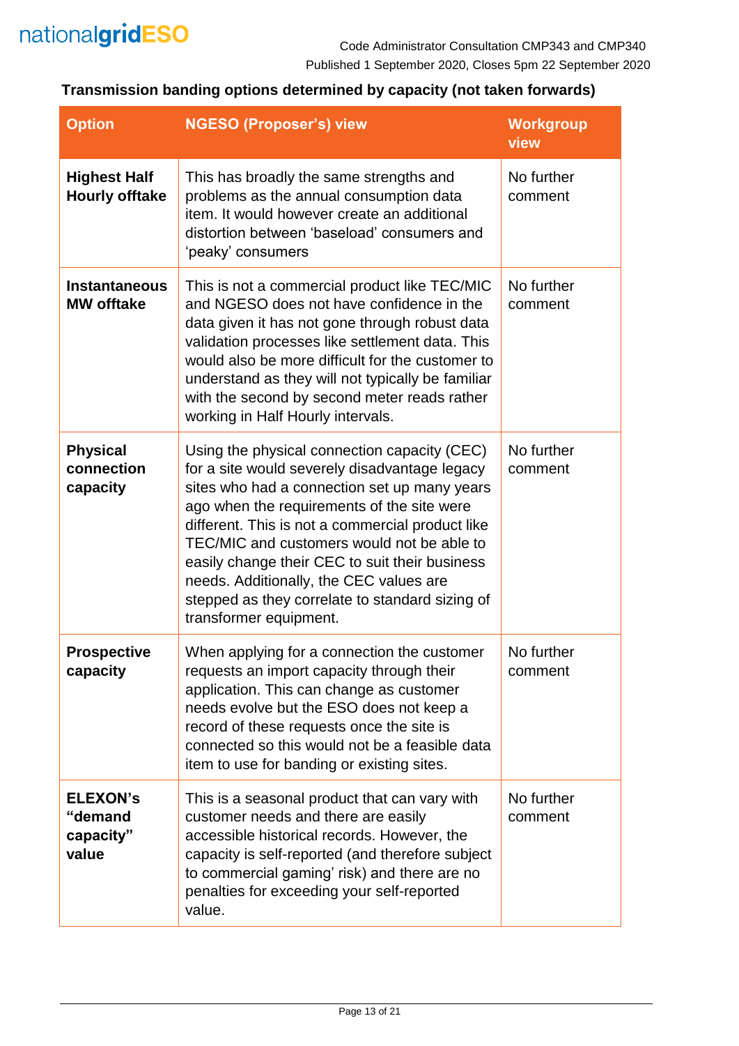**Transmission banding options determined by capacity (not taken forwards)**

| Option | NGESO (Proposer's) view | Workgroup view |
|---|---|---|
| **Highest Half Hourly offtake** | This has broadly the same strengths and problems as the annual consumption data item. It would however create an additional distortion between 'baseload' consumers and 'peaky' consumers | No further comment |
| **Instantaneous MW offtake** | This is not a commercial product like TEC/MIC and NGESO does not have confidence in the data given it has not gone through robust data validation processes like settlement data. This would also be more difficult for the customer to understand as they will not typically be familiar with the second by second meter reads rather working in Half Hourly intervals. | No further comment |
| **Physical connection capacity** | Using the physical connection capacity (CEC) for a site would severely disadvantage legacy sites who had a connection set up many years ago when the requirements of the site were different. This is not a commercial product like TEC/MIC and customers would not be able to easily change their CEC to suit their business needs. Additionally, the CEC values are stepped as they correlate to standard sizing of transformer equipment. | No further comment |
| **Prospective capacity** | When applying for a connection the customer requests an import capacity through their application. This can change as customer needs evolve but the ESO does not keep a record of these requests once the site is connected so this would not be a feasible data item to use for banding or existing sites. | No further comment |
| **ELEXON's "demand capacity" value** | This is a seasonal product that can vary with customer needs and there are easily accessible historical records. However, the capacity is self-reported (and therefore subject to commercial gaming' risk) and there are no penalties for exceeding your self-reported value. | No further comment |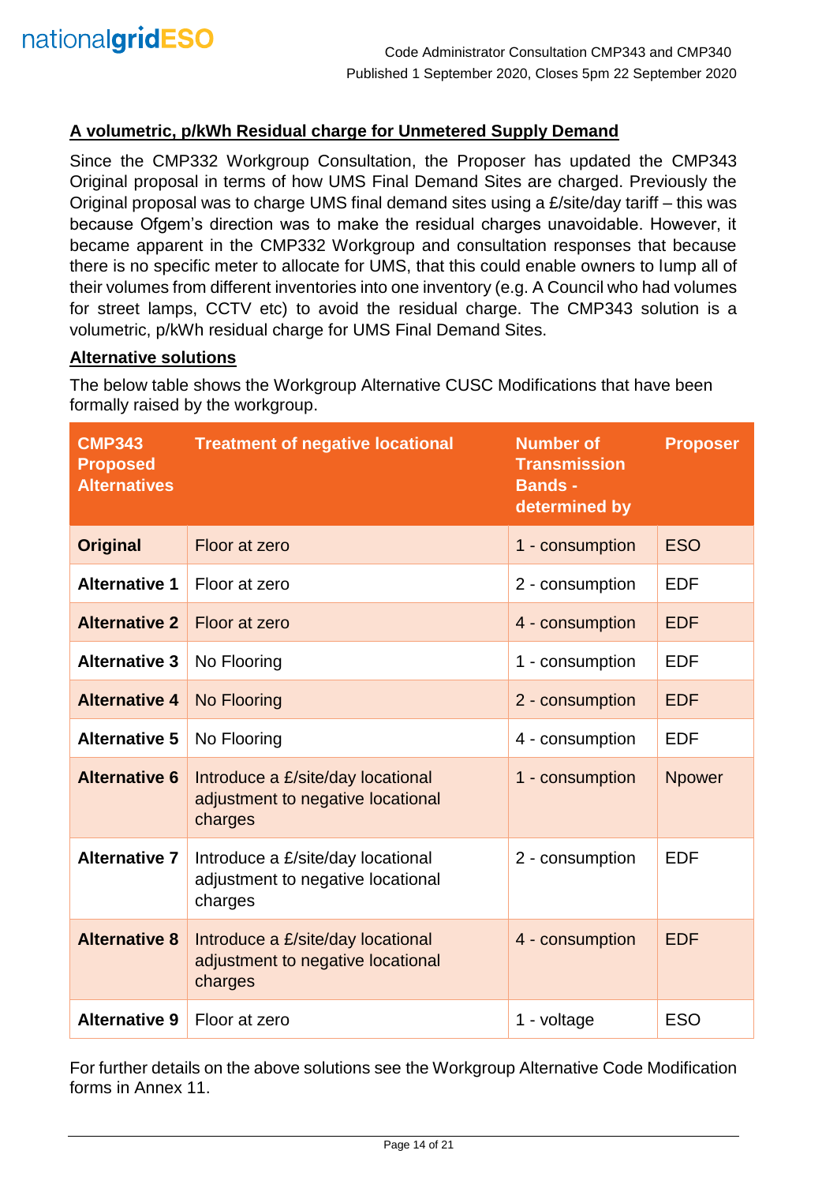### A volumetric, p/kWh Residual charge for Unmetered Supply Demand

Since the CMP332 Workgroup Consultation, the Proposer has updated the CMP343 Original proposal in terms of how UMS Final Demand Sites are charged. Previously the Original proposal was to charge UMS final demand sites using a £/site/day tariff – this was because Ofgem's direction was to make the residual charges unavoidable. However, it became apparent in the CMP332 Workgroup and consultation responses that because there is no specific meter to allocate for UMS, that this could enable owners to lump all of their volumes from different inventories into one inventory (e.g. A Council who had volumes for street lamps, CCTV etc) to avoid the residual charge. The CMP343 solution is a volumetric, p/kWh residual charge for UMS Final Demand Sites.

### Alternative solutions

The below table shows the Workgroup Alternative CUSC Modifications that have been formally raised by the workgroup.

| CMP343 Proposed Alternatives | Treatment of negative locational | Number of Transmission Bands - determined by | Proposer |
|---|---|---|---|
| **Original** | Floor at zero | 1 - consumption | ESO |
| **Alternative 1** | Floor at zero | 2 - consumption | EDF |
| **Alternative 2** | Floor at zero | 4 - consumption | EDF |
| **Alternative 3** | No Flooring | 1 - consumption | EDF |
| **Alternative 4** | No Flooring | 2 - consumption | EDF |
| **Alternative 5** | No Flooring | 4 - consumption | EDF |
| **Alternative 6** | Introduce a £/site/day locational adjustment to negative locational charges | 1 - consumption | Npower |
| **Alternative 7** | Introduce a £/site/day locational adjustment to negative locational charges | 2 - consumption | EDF |
| **Alternative 8** | Introduce a £/site/day locational adjustment to negative locational charges | 4 - consumption | EDF |
| **Alternative 9** | Floor at zero | 1 - voltage | ESO |

For further details on the above solutions see the Workgroup Alternative Code Modification forms in Annex 11.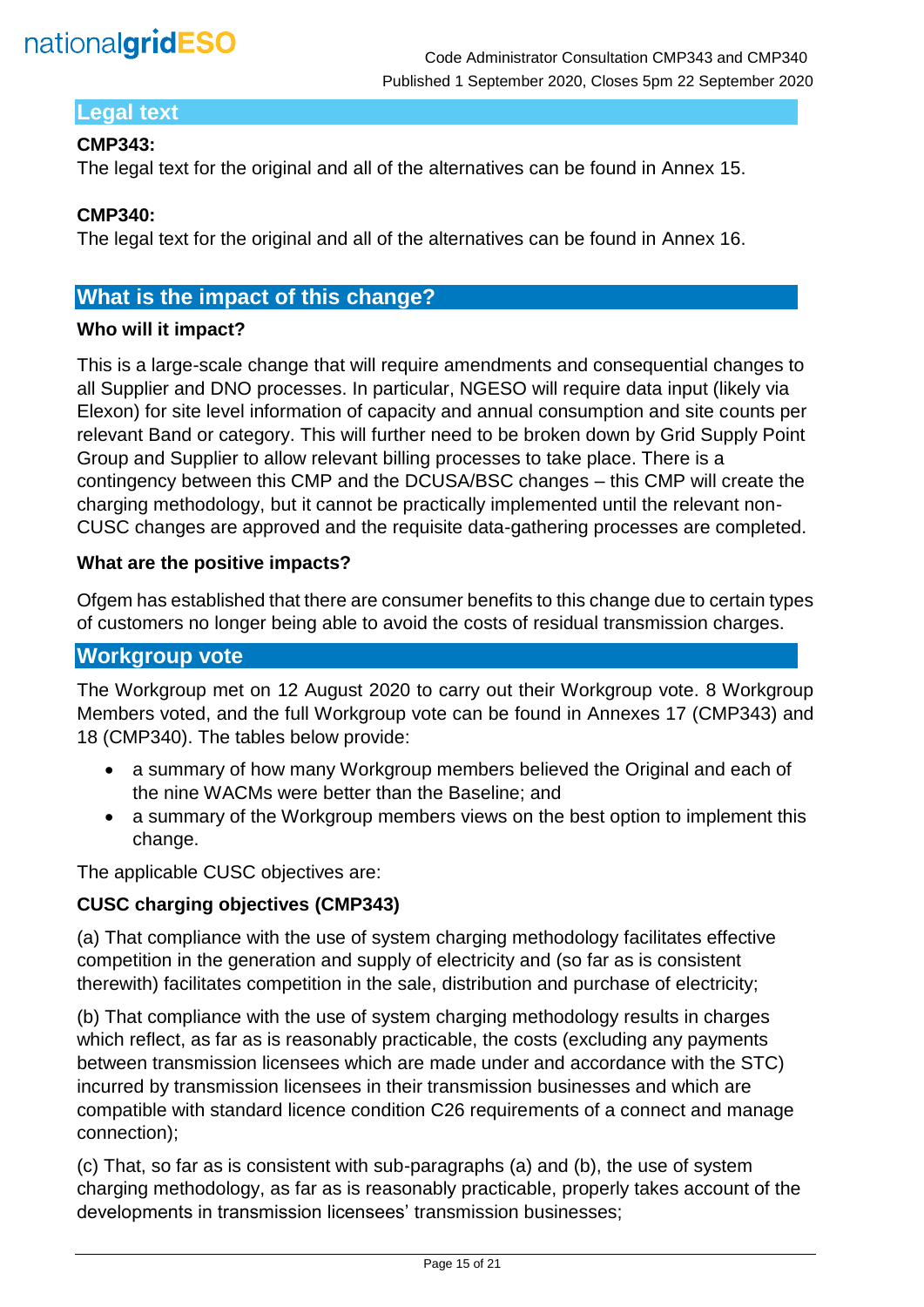## Legal text

**CMP343:**
The legal text for the original and all of the alternatives can be found in Annex 15.

**CMP340:**
The legal text for the original and all of the alternatives can be found in Annex 16.

## What is the impact of this change?

**Who will it impact?**

This is a large-scale change that will require amendments and consequential changes to all Supplier and DNO processes. In particular, NGESO will require data input (likely via Elexon) for site level information of capacity and annual consumption and site counts per relevant Band or category. This will further need to be broken down by Grid Supply Point Group and Supplier to allow relevant billing processes to take place. There is a contingency between this CMP and the DCUSA/BSC changes – this CMP will create the charging methodology, but it cannot be practically implemented until the relevant non-CUSC changes are approved and the requisite data-gathering processes are completed.

**What are the positive impacts?**

Ofgem has established that there are consumer benefits to this change due to certain types of customers no longer being able to avoid the costs of residual transmission charges.

## Workgroup vote

The Workgroup met on 12 August 2020 to carry out their Workgroup vote. 8 Workgroup Members voted, and the full Workgroup vote can be found in Annexes 17 (CMP343) and 18 (CMP340). The tables below provide:

- a summary of how many Workgroup members believed the Original and each of the nine WACMs were better than the Baseline; and
- a summary of the Workgroup members views on the best option to implement this change.

The applicable CUSC objectives are:

**CUSC charging objectives (CMP343)**

(a) That compliance with the use of system charging methodology facilitates effective competition in the generation and supply of electricity and (so far as is consistent therewith) facilitates competition in the sale, distribution and purchase of electricity;

(b) That compliance with the use of system charging methodology results in charges which reflect, as far as is reasonably practicable, the costs (excluding any payments between transmission licensees which are made under and accordance with the STC) incurred by transmission licensees in their transmission businesses and which are compatible with standard licence condition C26 requirements of a connect and manage connection);

(c) That, so far as is consistent with sub-paragraphs (a) and (b), the use of system charging methodology, as far as is reasonably practicable, properly takes account of the developments in transmission licensees' transmission businesses;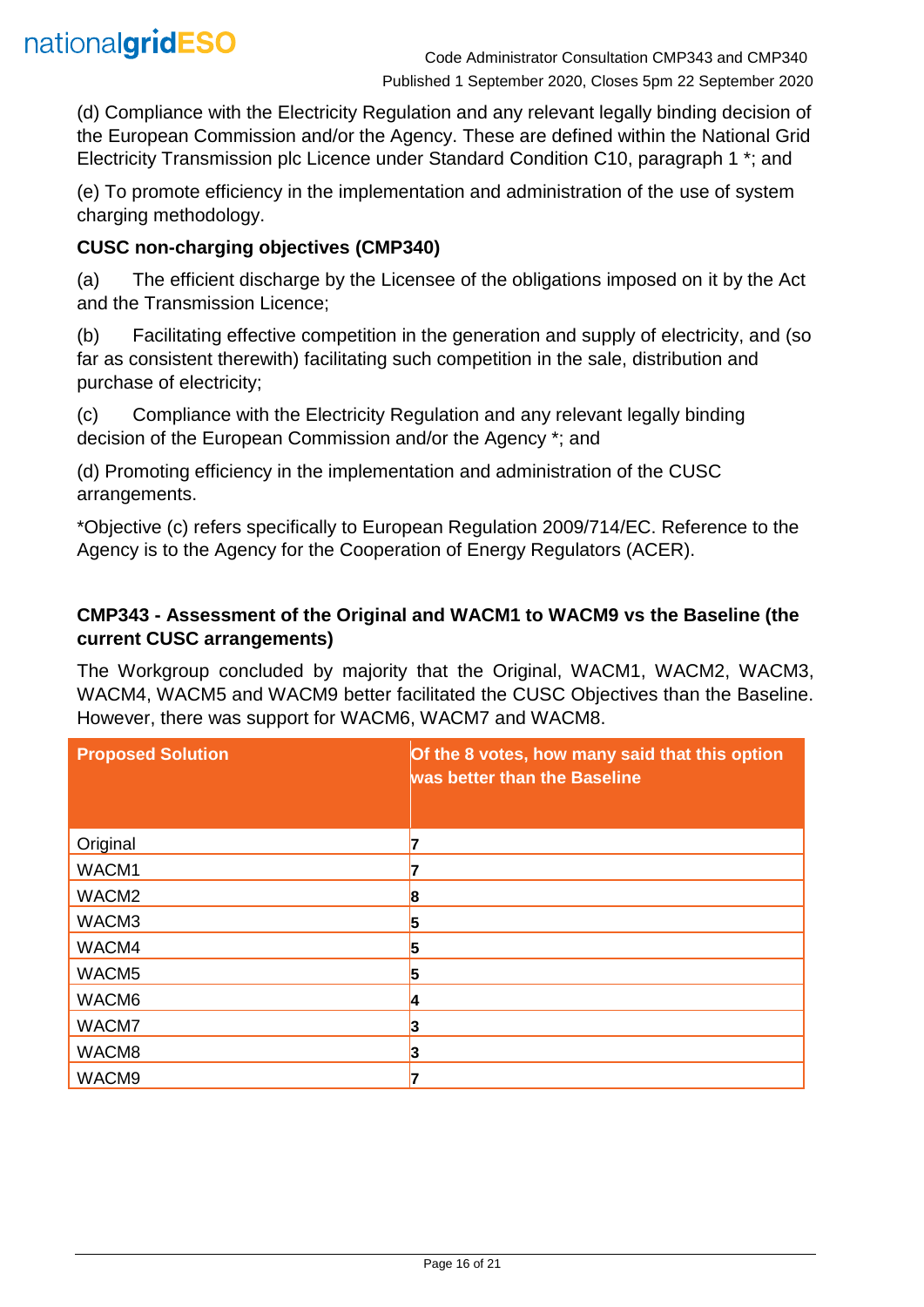(d) Compliance with the Electricity Regulation and any relevant legally binding decision of the European Commission and/or the Agency. These are defined within the National Grid Electricity Transmission plc Licence under Standard Condition C10, paragraph 1 *; and

(e) To promote efficiency in the implementation and administration of the use of system charging methodology.

**CUSC non-charging objectives (CMP340)**

(a) The efficient discharge by the Licensee of the obligations imposed on it by the Act and the Transmission Licence;

(b) Facilitating effective competition in the generation and supply of electricity, and (so far as consistent therewith) facilitating such competition in the sale, distribution and purchase of electricity;

(c) Compliance with the Electricity Regulation and any relevant legally binding decision of the European Commission and/or the Agency *; and

(d) Promoting efficiency in the implementation and administration of the CUSC arrangements.

*Objective (c) refers specifically to European Regulation 2009/714/EC. Reference to the Agency is to the Agency for the Cooperation of Energy Regulators (ACER).

**CMP343 - Assessment of the Original and WACM1 to WACM9 vs the Baseline (the current CUSC arrangements)**

The Workgroup concluded by majority that the Original, WACM1, WACM2, WACM3, WACM4, WACM5 and WACM9 better facilitated the CUSC Objectives than the Baseline. However, there was support for WACM6, WACM7 and WACM8.

| Proposed Solution | Of the 8 votes, how many said that this option was better than the Baseline |
|---|---|
| Original | 7 |
| WACM1 | 7 |
| WACM2 | 8 |
| WACM3 | 5 |
| WACM4 | 5 |
| WACM5 | 5 |
| WACM6 | 4 |
| WACM7 | 3 |
| WACM8 | 3 |
| WACM9 | 7 |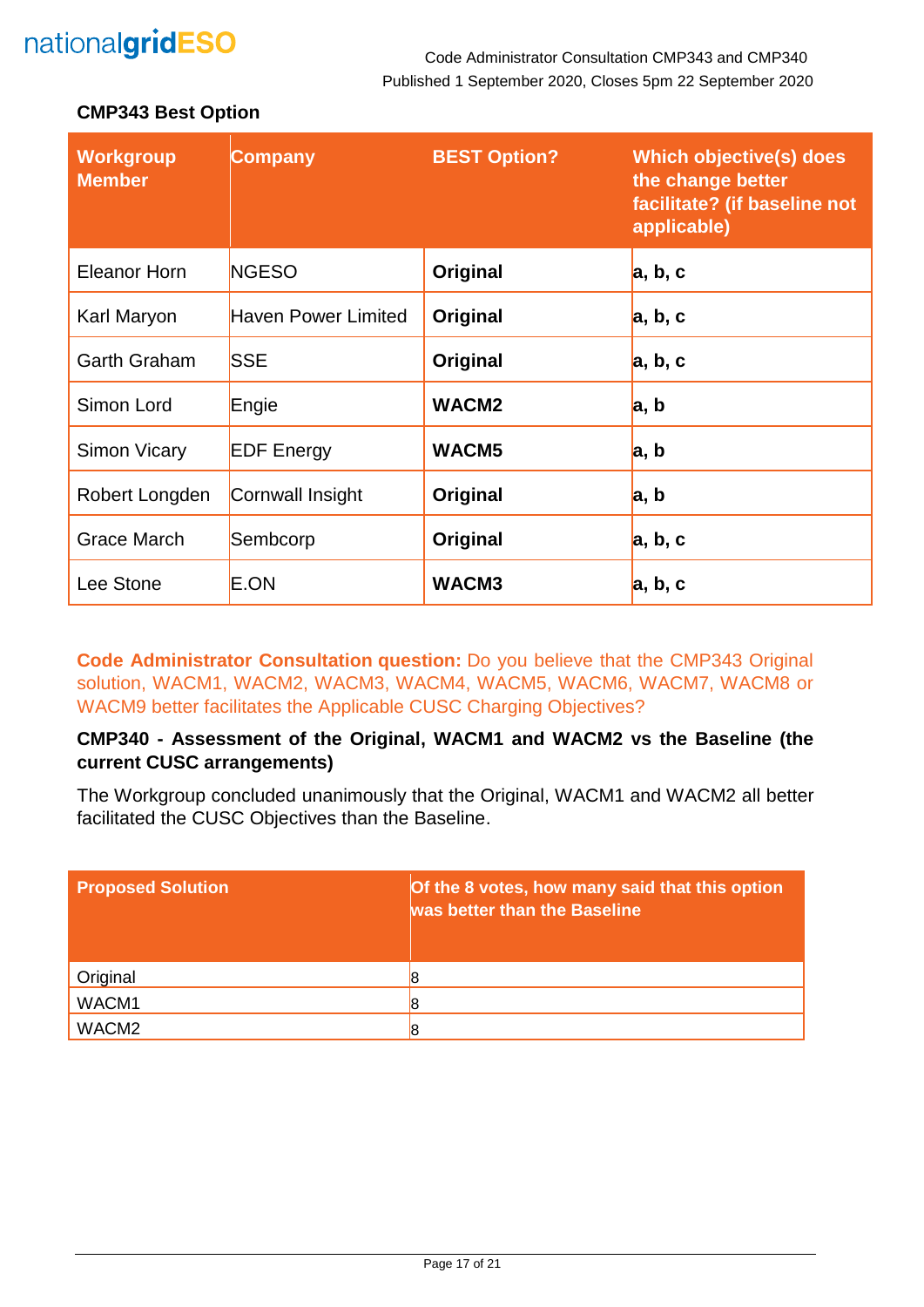**CMP343 Best Option**

| Workgroup Member | Company | BEST Option? | Which objective(s) does the change better facilitate? (if baseline not applicable) |
|---|---|---|---|
| Eleanor Horn | NGESO | **Original** | **a, b, c** |
| Karl Maryon | Haven Power Limited | **Original** | **a, b, c** |
| Garth Graham | SSE | **Original** | **a, b, c** |
| Simon Lord | Engie | **WACM2** | **a, b** |
| Simon Vicary | EDF Energy | **WACM5** | **a, b** |
| Robert Longden | Cornwall Insight | **Original** | **a, b** |
| Grace March | Sembcorp | **Original** | **a, b, c** |
| Lee Stone | E.ON | **WACM3** | **a, b, c** |

**Code Administrator Consultation question:** Do you believe that the CMP343 Original solution, WACM1, WACM2, WACM3, WACM4, WACM5, WACM6, WACM7, WACM8 or WACM9 better facilitates the Applicable CUSC Charging Objectives?

**CMP340 - Assessment of the Original, WACM1 and WACM2 vs the Baseline (the current CUSC arrangements)**

The Workgroup concluded unanimously that the Original, WACM1 and WACM2 all better facilitated the CUSC Objectives than the Baseline.

| Proposed Solution | Of the 8 votes, how many said that this option was better than the Baseline |
|---|---|
| Original | 8 |
| WACM1 | 8 |
| WACM2 | 8 |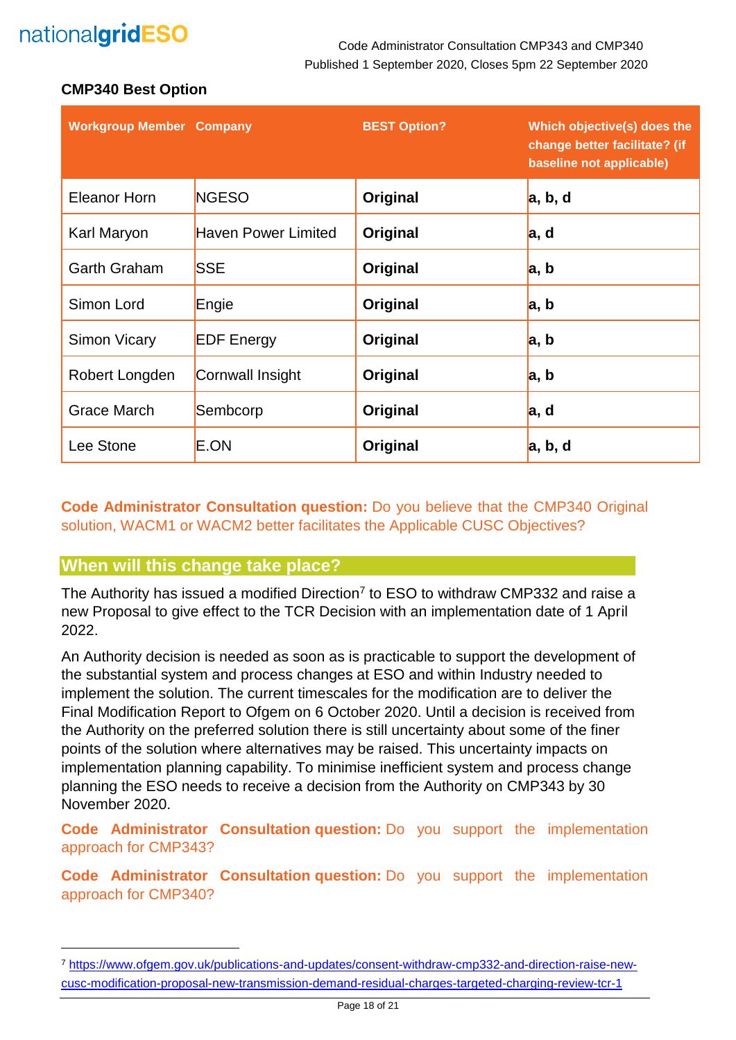**CMP340 Best Option**

| Workgroup Member | Company | BEST Option? | Which objective(s) does the change better facilitate? (if baseline not applicable) |
|---|---|---|---|
| Eleanor Horn | NGESO | **Original** | **a, b, d** |
| Karl Maryon | Haven Power Limited | **Original** | **a, d** |
| Garth Graham | SSE | **Original** | **a, b** |
| Simon Lord | Engie | **Original** | **a, b** |
| Simon Vicary | EDF Energy | **Original** | **a, b** |
| Robert Longden | Cornwall Insight | **Original** | **a, b** |
| Grace March | Sembcorp | **Original** | **a, d** |
| Lee Stone | E.ON | **Original** | **a, b, d** |

**Code Administrator Consultation question:** Do you believe that the CMP340 Original solution, WACM1 or WACM2 better facilitates the Applicable CUSC Objectives?

## When will this change take place?

The Authority has issued a modified Direction[7] to ESO to withdraw CMP332 and raise a new Proposal to give effect to the TCR Decision with an implementation date of 1 April 2022.

An Authority decision is needed as soon as is practicable to support the development of the substantial system and process changes at ESO and within Industry needed to implement the solution. The current timescales for the modification are to deliver the Final Modification Report to Ofgem on 6 October 2020. Until a decision is received from the Authority on the preferred solution there is still uncertainty about some of the finer points of the solution where alternatives may be raised. This uncertainty impacts on implementation planning capability. To minimise inefficient system and process change planning the ESO needs to receive a decision from the Authority on CMP343 by 30 November 2020.

**Code Administrator Consultation question:** Do you support the implementation approach for CMP343?

**Code Administrator Consultation question:** Do you support the implementation approach for CMP340?

---

[7] https://www.ofgem.gov.uk/publications-and-updates/consent-withdraw-cmp332-and-direction-raise-new-cusc-modification-proposal-new-transmission-demand-residual-charges-targeted-charging-review-tcr-1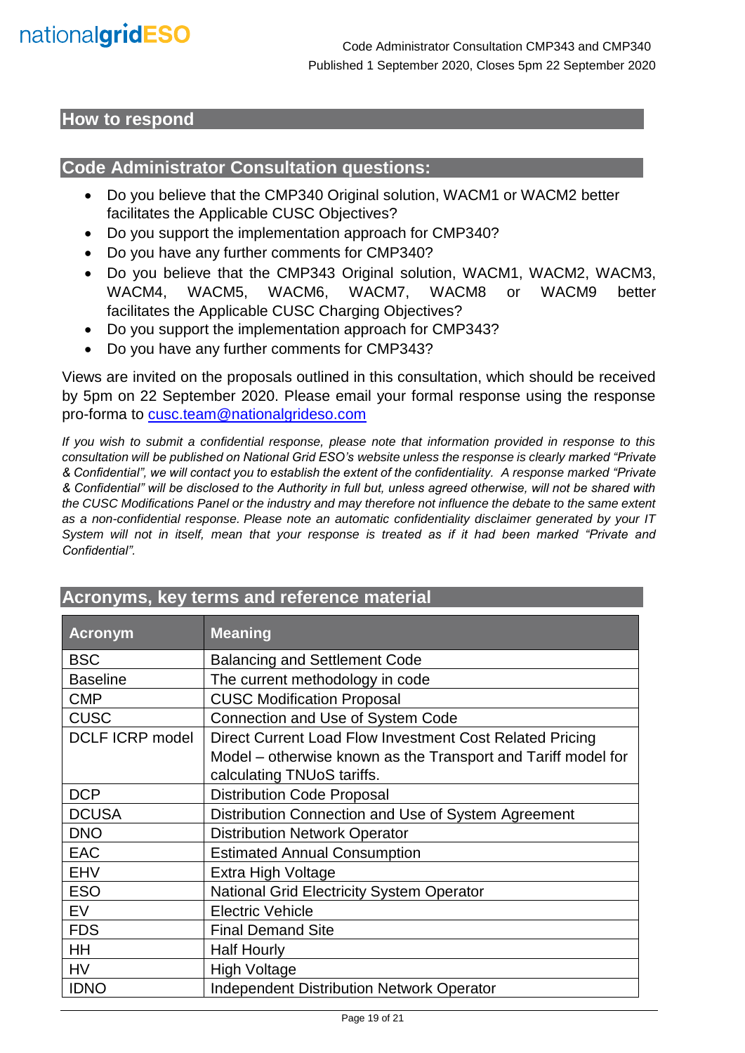## How to respond

## Code Administrator Consultation questions:

- Do you believe that the CMP340 Original solution, WACM1 or WACM2 better facilitates the Applicable CUSC Objectives?
- Do you support the implementation approach for CMP340?
- Do you have any further comments for CMP340?
- Do you believe that the CMP343 Original solution, WACM1, WACM2, WACM3, WACM4, WACM5, WACM6, WACM7, WACM8 or WACM9 better facilitates the Applicable CUSC Charging Objectives?
- Do you support the implementation approach for CMP343?
- Do you have any further comments for CMP343?

Views are invited on the proposals outlined in this consultation, which should be received by 5pm on 22 September 2020. Please email your formal response using the response pro-forma to cusc.team@nationalgrideso.com

*If you wish to submit a confidential response, please note that information provided in response to this consultation will be published on National Grid ESO's website unless the response is clearly marked "Private & Confidential", we will contact you to establish the extent of the confidentiality. A response marked "Private & Confidential" will be disclosed to the Authority in full but, unless agreed otherwise, will not be shared with the CUSC Modifications Panel or the industry and may therefore not influence the debate to the same extent as a non-confidential response. Please note an automatic confidentiality disclaimer generated by your IT System will not in itself, mean that your response is treated as if it had been marked "Private and Confidential".*

## Acronyms, key terms and reference material

| Acronym | Meaning |
|---|---|
| BSC | Balancing and Settlement Code |
| Baseline | The current methodology in code |
| CMP | CUSC Modification Proposal |
| CUSC | Connection and Use of System Code |
| DCLF ICRP model | Direct Current Load Flow Investment Cost Related Pricing Model – otherwise known as the Transport and Tariff model for calculating TNUoS tariffs. |
| DCP | Distribution Code Proposal |
| DCUSA | Distribution Connection and Use of System Agreement |
| DNO | Distribution Network Operator |
| EAC | Estimated Annual Consumption |
| EHV | Extra High Voltage |
| ESO | National Grid Electricity System Operator |
| EV | Electric Vehicle |
| FDS | Final Demand Site |
| HH | Half Hourly |
| HV | High Voltage |
| IDNO | Independent Distribution Network Operator |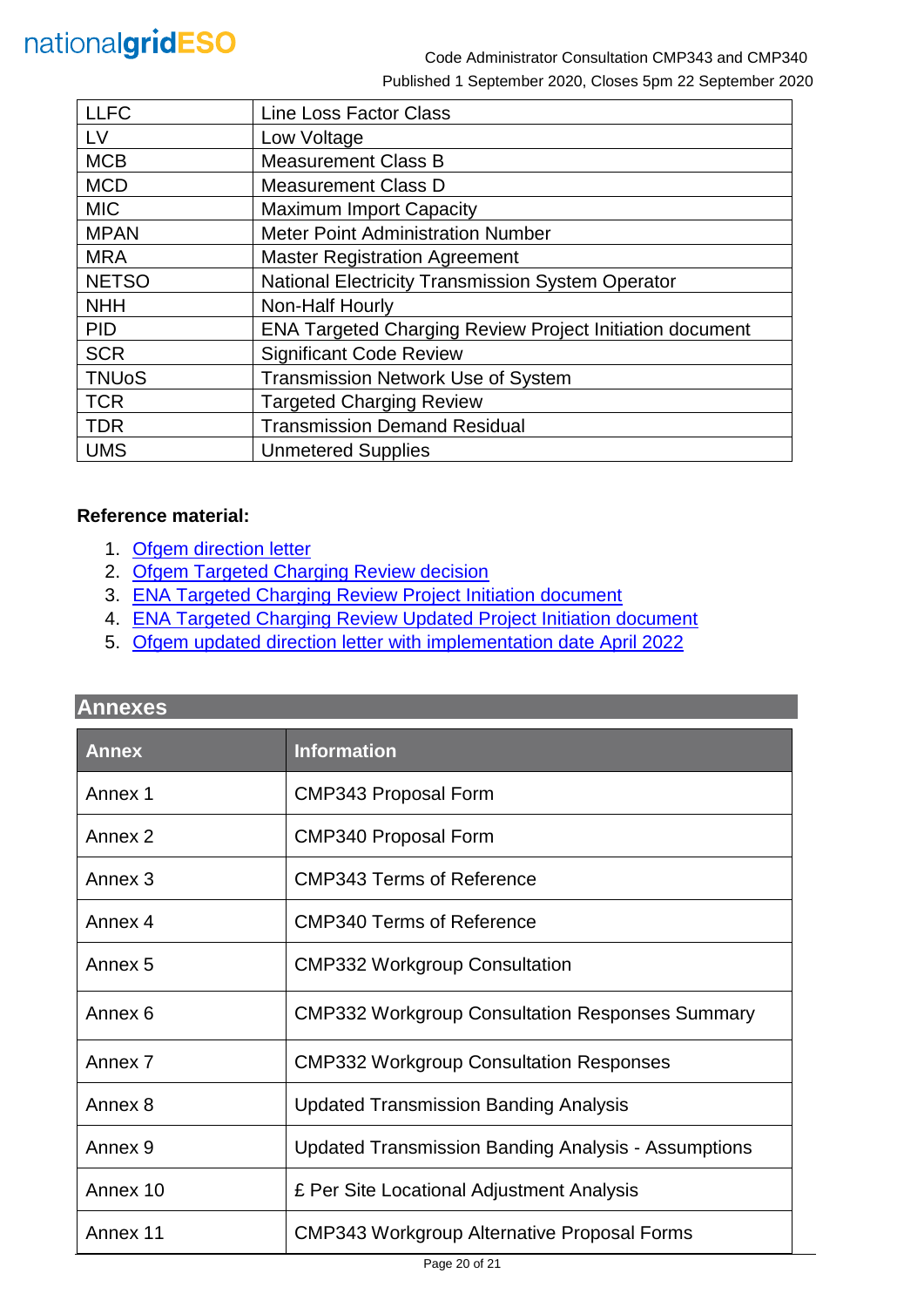| | |
|---|---|
| LLFC | Line Loss Factor Class |
| LV | Low Voltage |
| MCB | Measurement Class B |
| MCD | Measurement Class D |
| MIC | Maximum Import Capacity |
| MPAN | Meter Point Administration Number |
| MRA | Master Registration Agreement |
| NETSO | National Electricity Transmission System Operator |
| NHH | Non-Half Hourly |
| PID | ENA Targeted Charging Review Project Initiation document |
| SCR | Significant Code Review |
| TNUoS | Transmission Network Use of System |
| TCR | Targeted Charging Review |
| TDR | Transmission Demand Residual |
| UMS | Unmetered Supplies |

**Reference material:**

1. Ofgem direction letter
2. Ofgem Targeted Charging Review decision
3. ENA Targeted Charging Review Project Initiation document
4. ENA Targeted Charging Review Updated Project Initiation document
5. Ofgem updated direction letter with implementation date April 2022

## Annexes

| Annex | Information |
|---|---|
| Annex 1 | CMP343 Proposal Form |
| Annex 2 | CMP340 Proposal Form |
| Annex 3 | CMP343 Terms of Reference |
| Annex 4 | CMP340 Terms of Reference |
| Annex 5 | CMP332 Workgroup Consultation |
| Annex 6 | CMP332 Workgroup Consultation Responses Summary |
| Annex 7 | CMP332 Workgroup Consultation Responses |
| Annex 8 | Updated Transmission Banding Analysis |
| Annex 9 | Updated Transmission Banding Analysis - Assumptions |
| Annex 10 | £ Per Site Locational Adjustment Analysis |
| Annex 11 | CMP343 Workgroup Alternative Proposal Forms |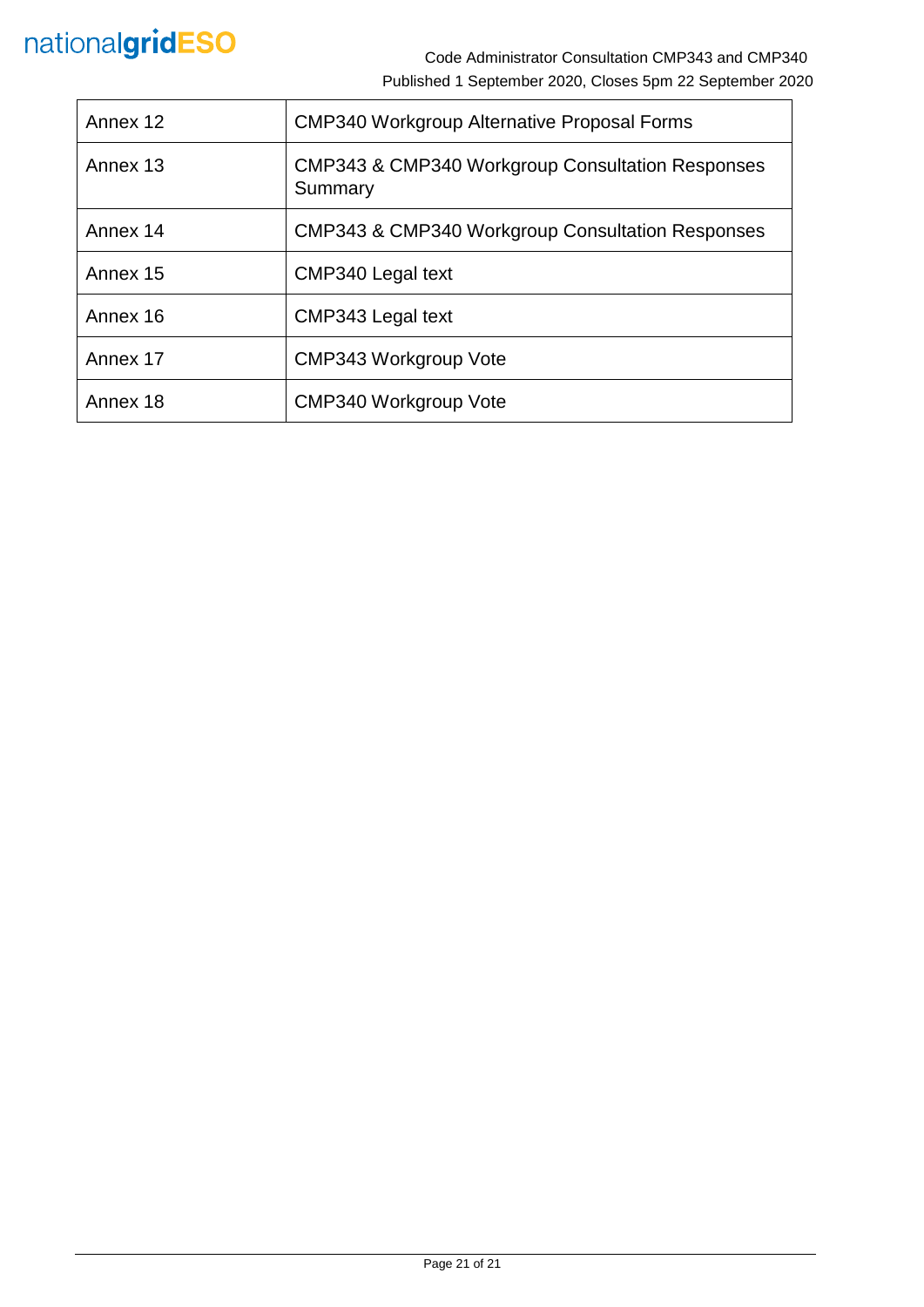| | |
|---|---|
| Annex 12 | CMP340 Workgroup Alternative Proposal Forms |
| Annex 13 | CMP343 & CMP340 Workgroup Consultation Responses Summary |
| Annex 14 | CMP343 & CMP340 Workgroup Consultation Responses |
| Annex 15 | CMP340 Legal text |
| Annex 16 | CMP343 Legal text |
| Annex 17 | CMP343 Workgroup Vote |
| Annex 18 | CMP340 Workgroup Vote |